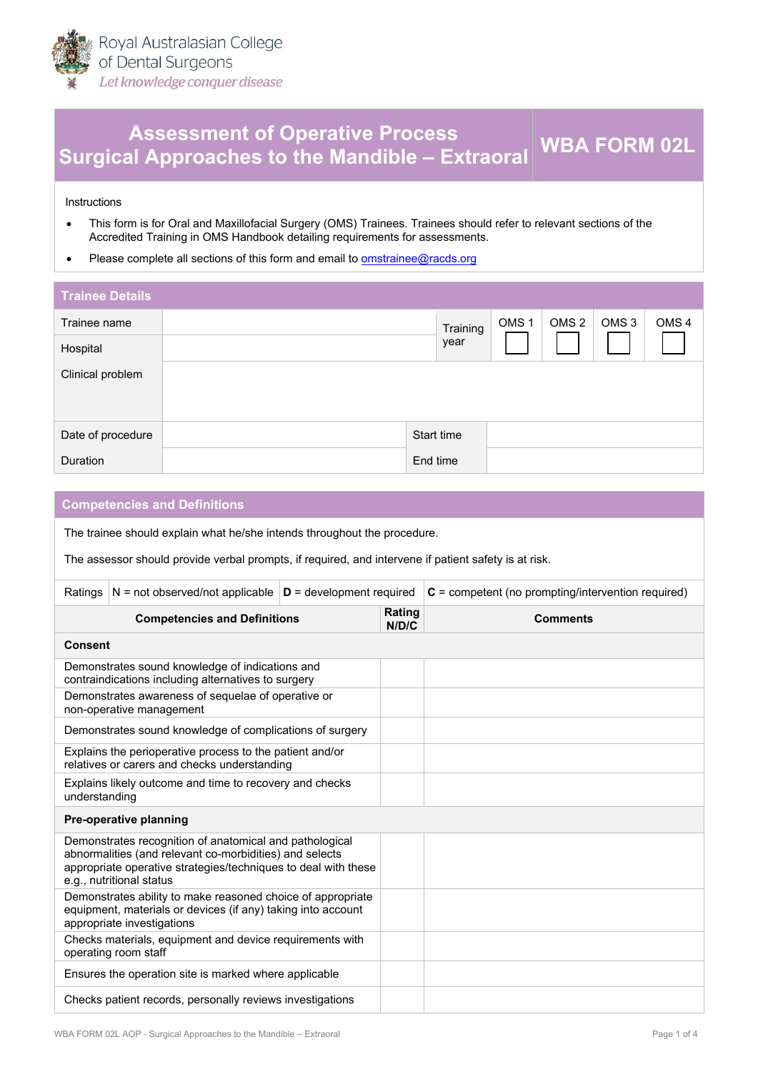Royal Australasian College of Dental Surgeons

*Let knowledge conquer disease*

# Assessment of Operative Process Surgical Approaches to the Mandible – Extraoral

**WBA FORM 02L**

Instructions

- This form is for Oral and Maxillofacial Surgery (OMS) Trainees. Trainees should refer to relevant sections of the Accredited Training in OMS Handbook detailing requirements for assessments.
- Please complete all sections of this form and email to omstrainee@racds.org

## Trainee Details

| | | | | | | |
|---|---|---|---|---|---|---|
| Trainee name | | Training year | OMS 1 ☐ | OMS 2 ☐ | OMS 3 ☐ | OMS 4 ☐ |
| Hospital | | | | | | |
| Clinical problem | | | | | | |

| | | | |
|---|---|---|---|
| Date of procedure | | Start time | |
| Duration | | End time | |

## Competencies and Definitions

The trainee should explain what he/she intends throughout the procedure.

The assessor should provide verbal prompts, if required, and intervene if patient safety is at risk.

| Ratings | N = not observed/not applicable | **D** = development required | **C** = competent (no prompting/intervention required) |
|---|---|---|---|

| Competencies and Definitions | Rating N/D/C | Comments |
|---|---|---|
| **Consent** | | |
| Demonstrates sound knowledge of indications and contraindications including alternatives to surgery | | |
| Demonstrates awareness of sequelae of operative or non-operative management | | |
| Demonstrates sound knowledge of complications of surgery | | |
| Explains the perioperative process to the patient and/or relatives or carers and checks understanding | | |
| Explains likely outcome and time to recovery and checks understanding | | |
| **Pre-operative planning** | | |
| Demonstrates recognition of anatomical and pathological abnormalities (and relevant co-morbidities) and selects appropriate operative strategies/techniques to deal with these e.g., nutritional status | | |
| Demonstrates ability to make reasoned choice of appropriate equipment, materials or devices (if any) taking into account appropriate investigations | | |
| Checks materials, equipment and device requirements with operating room staff | | |
| Ensures the operation site is marked where applicable | | |
| Checks patient records, personally reviews investigations | | |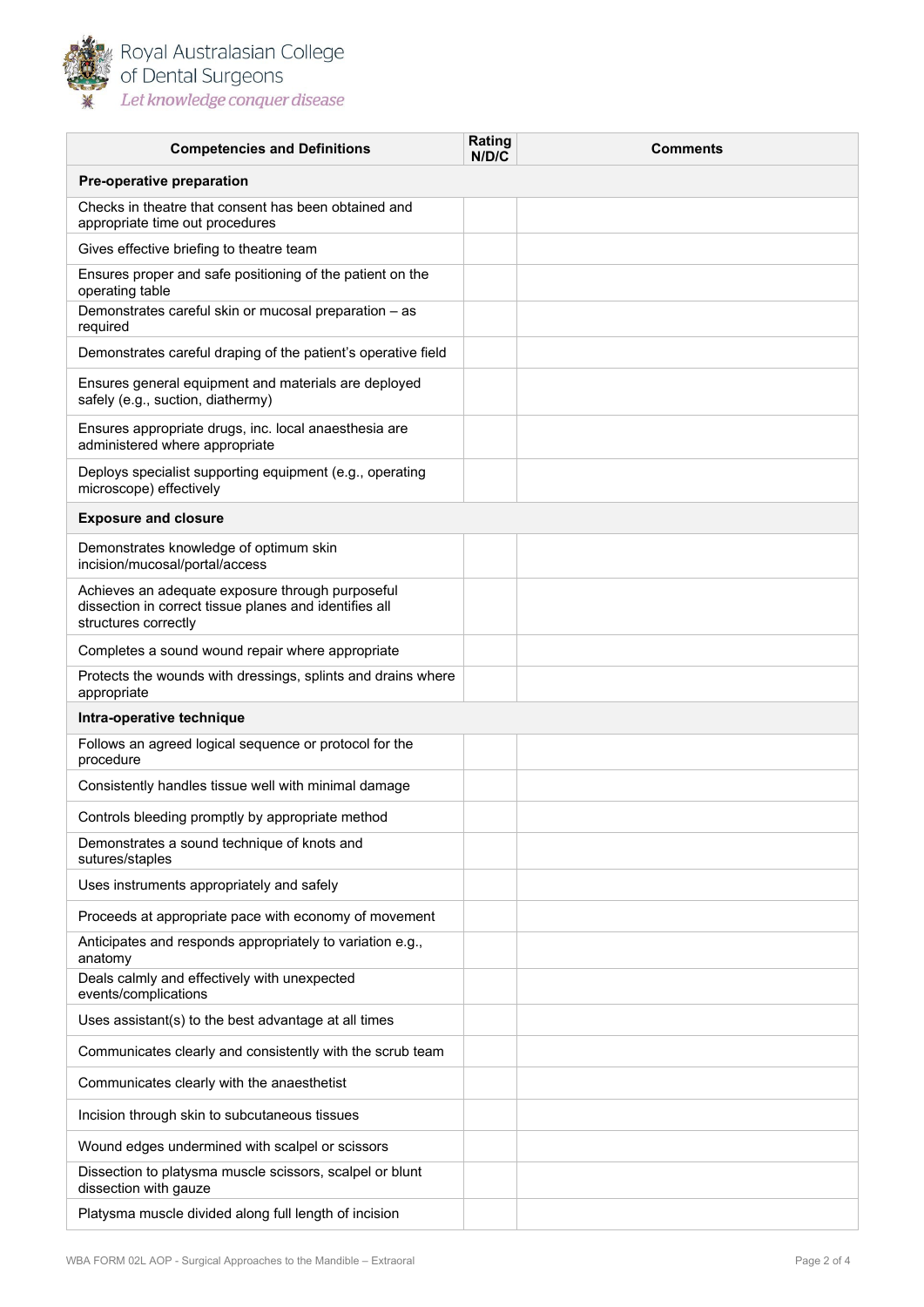| Competencies and Definitions | Rating N/D/C | Comments |
|---|---|---|
| **Pre-operative preparation** | | |
| Checks in theatre that consent has been obtained and appropriate time out procedures | | |
| Gives effective briefing to theatre team | | |
| Ensures proper and safe positioning of the patient on the operating table | | |
| Demonstrates careful skin or mucosal preparation – as required | | |
| Demonstrates careful draping of the patient's operative field | | |
| Ensures general equipment and materials are deployed safely (e.g., suction, diathermy) | | |
| Ensures appropriate drugs, inc. local anaesthesia are administered where appropriate | | |
| Deploys specialist supporting equipment (e.g., operating microscope) effectively | | |
| **Exposure and closure** | | |
| Demonstrates knowledge of optimum skin incision/mucosal/portal/access | | |
| Achieves an adequate exposure through purposeful dissection in correct tissue planes and identifies all structures correctly | | |
| Completes a sound wound repair where appropriate | | |
| Protects the wounds with dressings, splints and drains where appropriate | | |
| **Intra-operative technique** | | |
| Follows an agreed logical sequence or protocol for the procedure | | |
| Consistently handles tissue well with minimal damage | | |
| Controls bleeding promptly by appropriate method | | |
| Demonstrates a sound technique of knots and sutures/staples | | |
| Uses instruments appropriately and safely | | |
| Proceeds at appropriate pace with economy of movement | | |
| Anticipates and responds appropriately to variation e.g., anatomy | | |
| Deals calmly and effectively with unexpected events/complications | | |
| Uses assistant(s) to the best advantage at all times | | |
| Communicates clearly and consistently with the scrub team | | |
| Communicates clearly with the anaesthetist | | |
| Incision through skin to subcutaneous tissues | | |
| Wound edges undermined with scalpel or scissors | | |
| Dissection to platysma muscle scissors, scalpel or blunt dissection with gauze | | |
| Platysma muscle divided along full length of incision | | |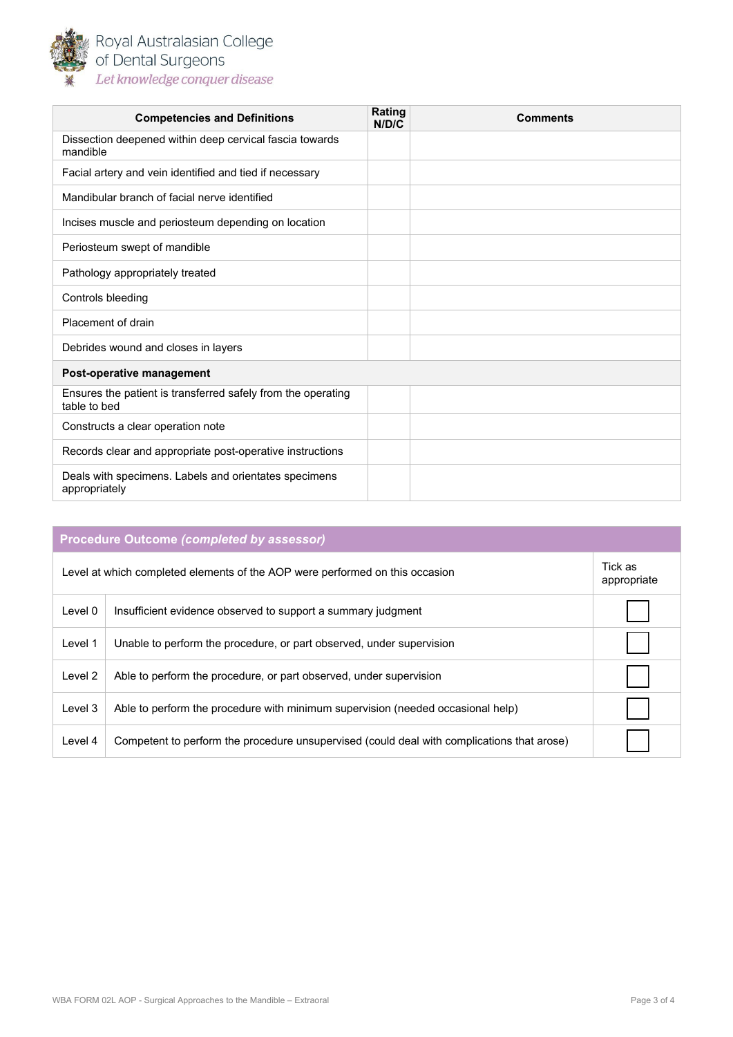| Competencies and Definitions | Rating N/D/C | Comments |
|---|---|---|
| Dissection deepened within deep cervical fascia towards mandible | | |
| Facial artery and vein identified and tied if necessary | | |
| Mandibular branch of facial nerve identified | | |
| Incises muscle and periosteum depending on location | | |
| Periosteum swept of mandible | | |
| Pathology appropriately treated | | |
| Controls bleeding | | |
| Placement of drain | | |
| Debrides wound and closes in layers | | |
| **Post-operative management** | | |
| Ensures the patient is transferred safely from the operating table to bed | | |
| Constructs a clear operation note | | |
| Records clear and appropriate post-operative instructions | | |
| Deals with specimens. Labels and orientates specimens appropriately | | |

| **Procedure Outcome *(completed by assessor)*** | | |
|---|---|---|
| Level at which completed elements of the AOP were performed on this occasion | | Tick as appropriate |
| Level 0 | Insufficient evidence observed to support a summary judgment | ☐ |
| Level 1 | Unable to perform the procedure, or part observed, under supervision | ☐ |
| Level 2 | Able to perform the procedure, or part observed, under supervision | ☐ |
| Level 3 | Able to perform the procedure with minimum supervision (needed occasional help) | ☐ |
| Level 4 | Competent to perform the procedure unsupervised (could deal with complications that arose) | ☐ |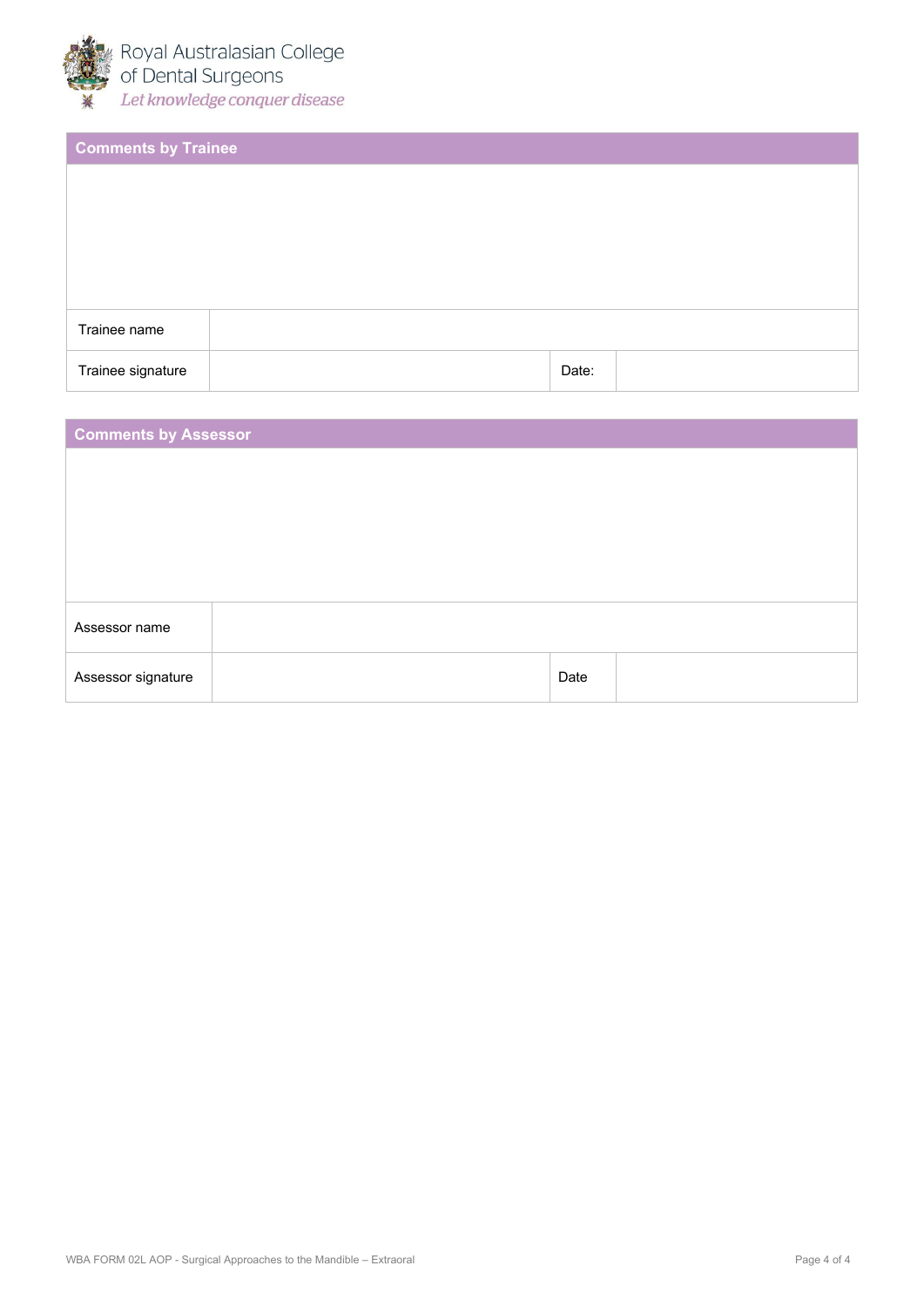## Comments by Trainee

| | | | |
|---|---|---|---|
| Trainee name | | | |
| Trainee signature | | Date: | |

## Comments by Assessor

| | | | |
|---|---|---|---|
| Assessor name | | | |
| Assessor signature | | Date | |